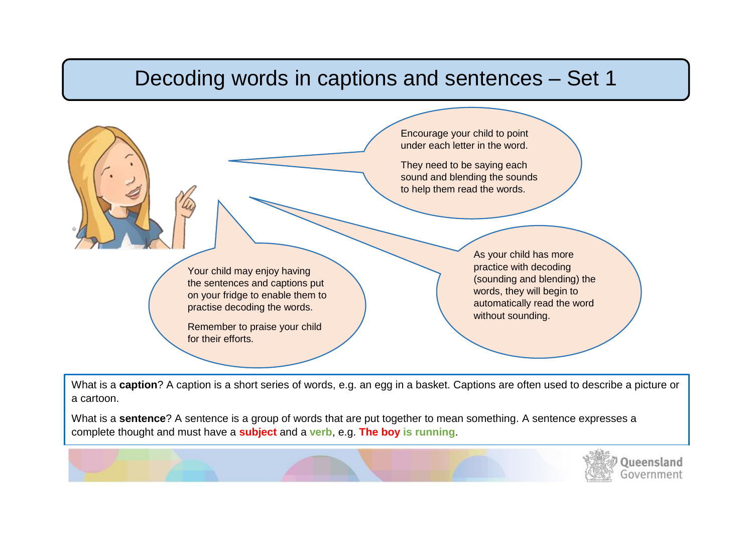# Decoding words in captions and sentences – Set 1

Encourage your child to point under each letter in the word.

They need to be saying each sound and blending the sounds to help them read the words.

Your child may enjoy having the sentences and captions put on your fridge to enable them to practise decoding the words.

Remember to praise your child for their efforts.

As your child has more practice with decoding (sounding and blending) the words, they will begin to automatically read the word without sounding.

What is a **caption**? A caption is a short series of words, e.g. an egg in a basket. Captions are often used to describe a picture or a cartoon.

What is a **sentence**? A sentence is a group of words that are put together to mean something. A sentence expresses a complete thought and must have a **subject** and a **verb**, e.g. **The boy is running**.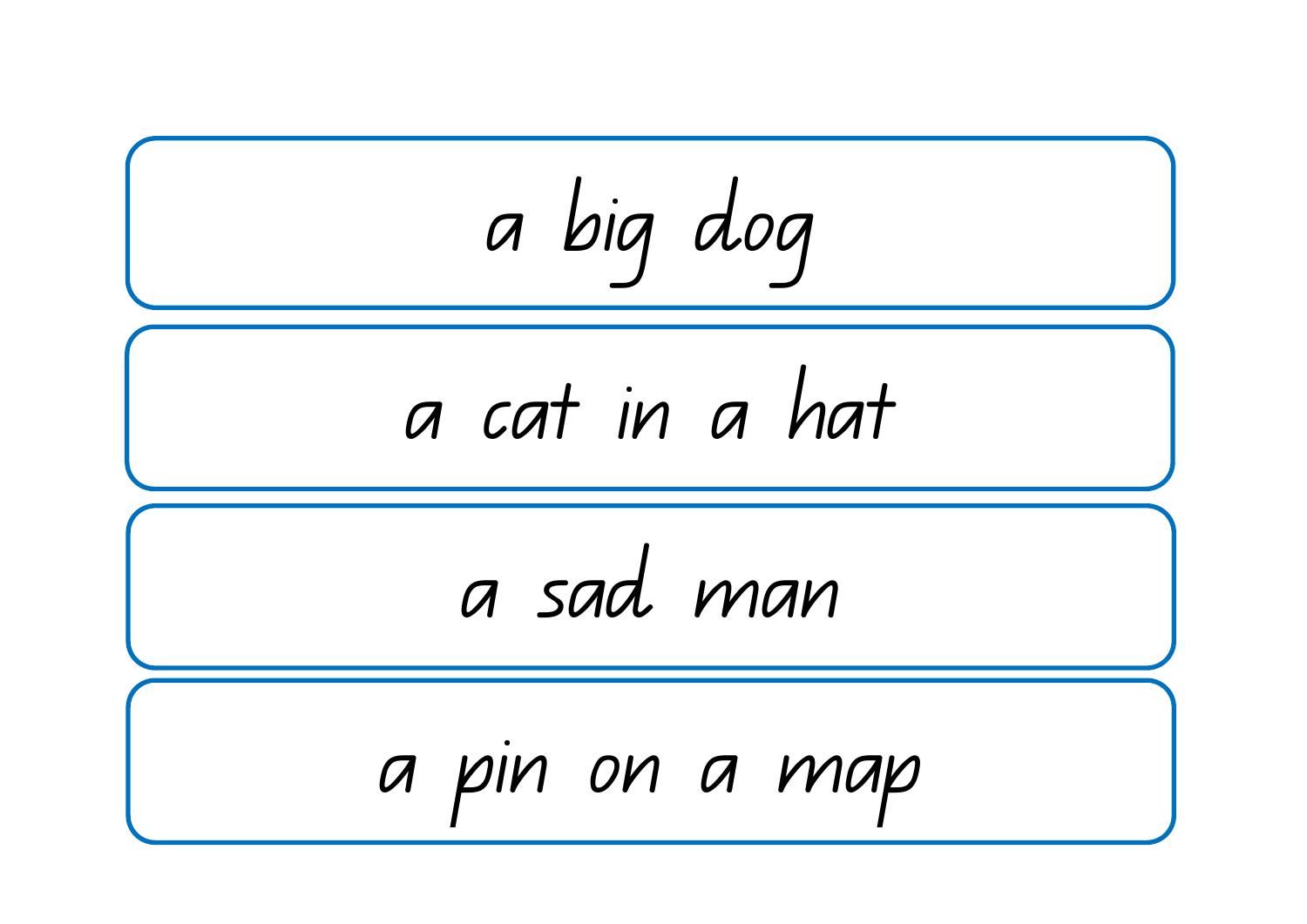a big dog

a cat in a hat

a sad man

a pin on a map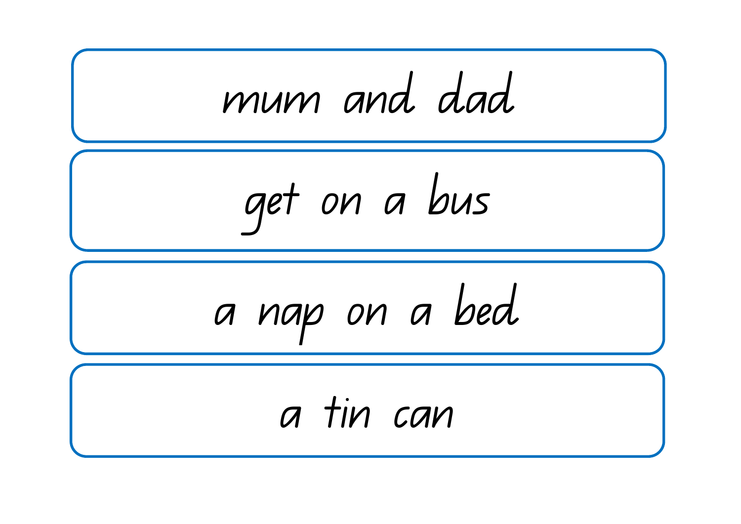mum and dad

get on a bus

a nap on a bed

a tin can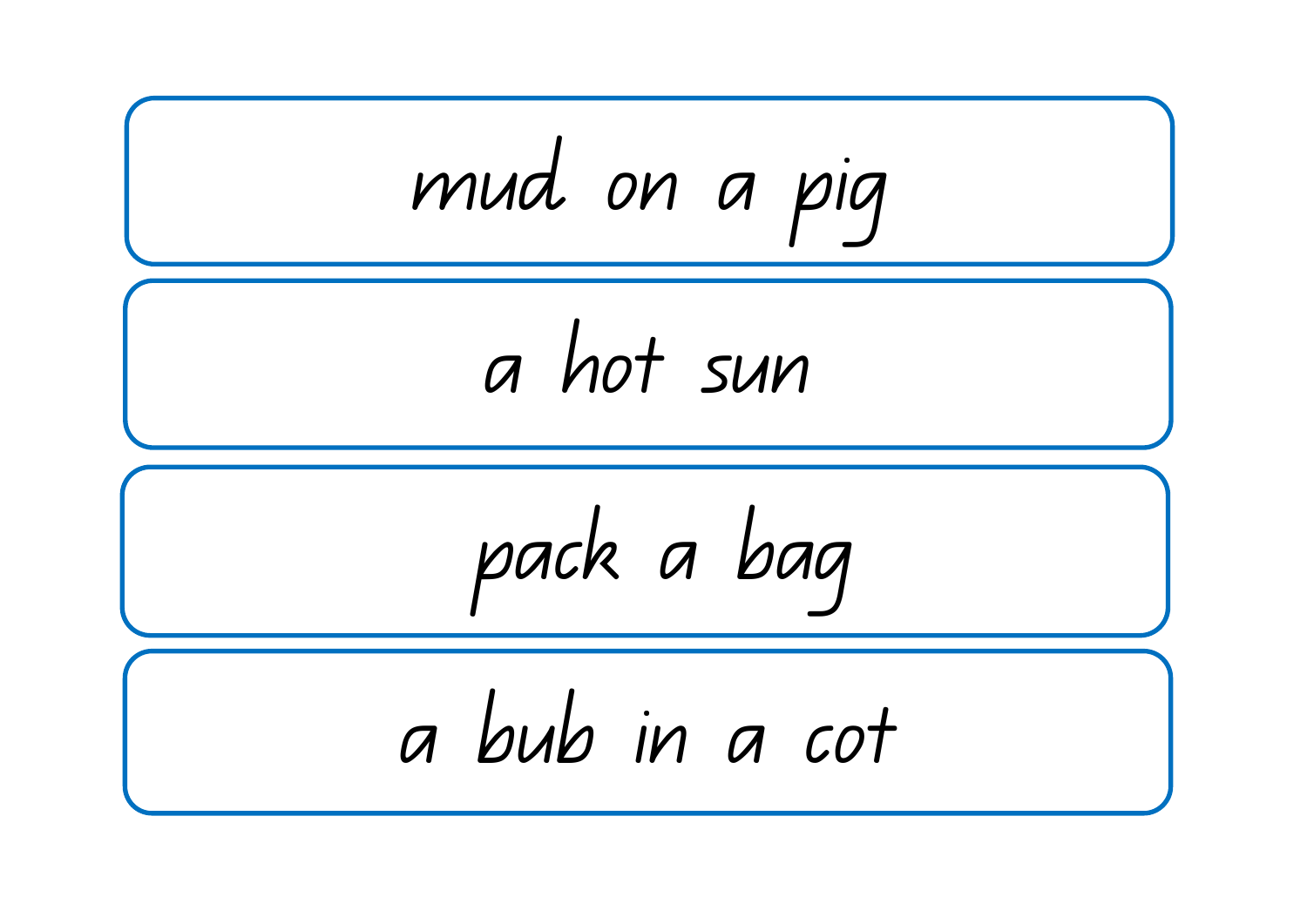mud on a pig

a hot sun

pack a bag

a bub in a cot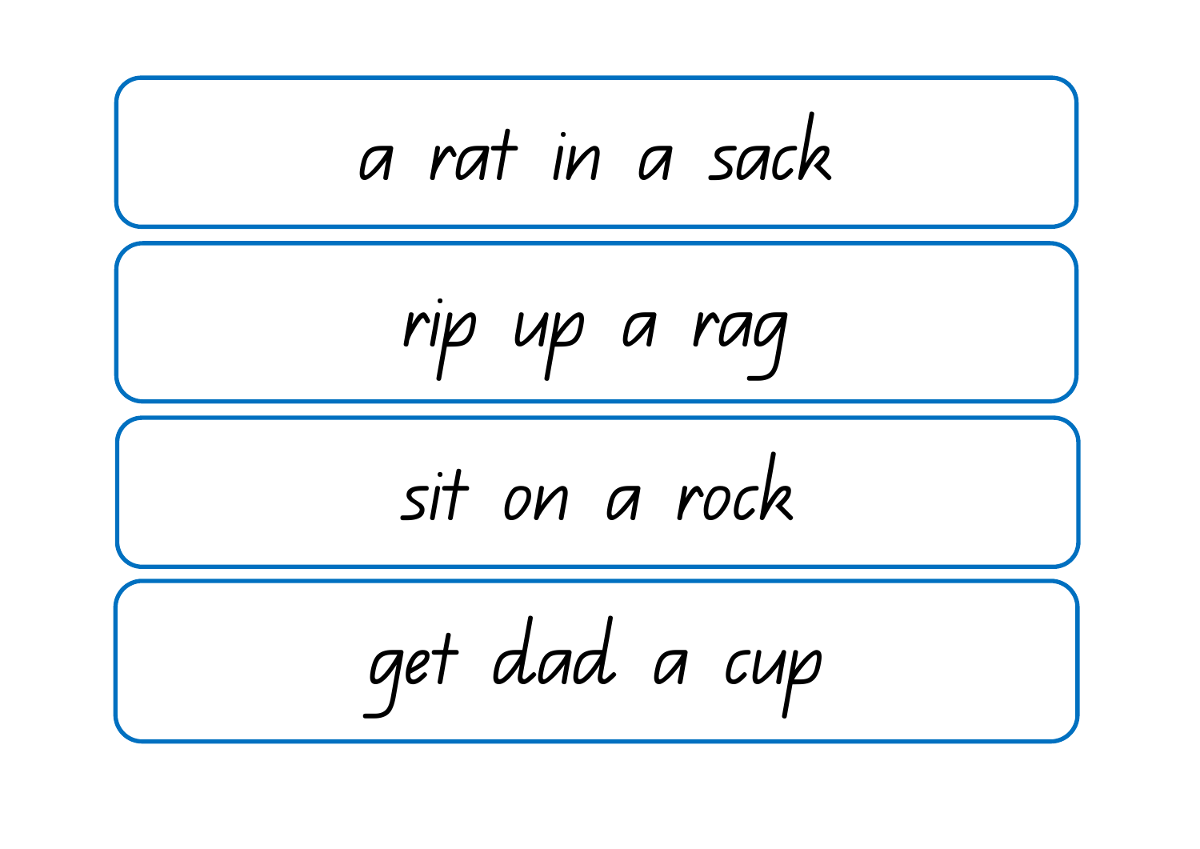a rat in a sack

rip up a rag

sit on a rock

get dad a cup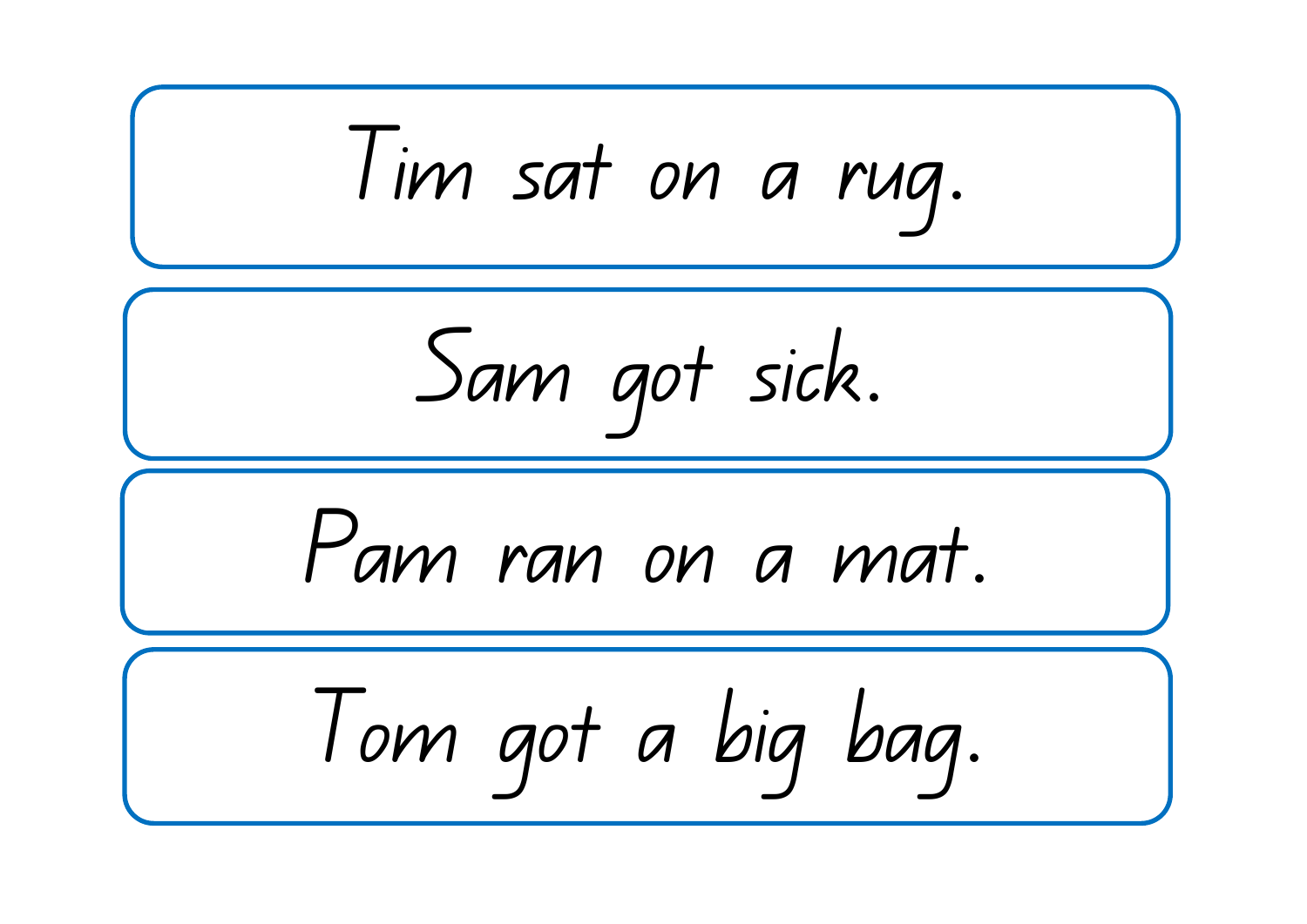Tim sat on a rug.

Sam got sick.

Pam ran on a mat.

Tom got a big bag.